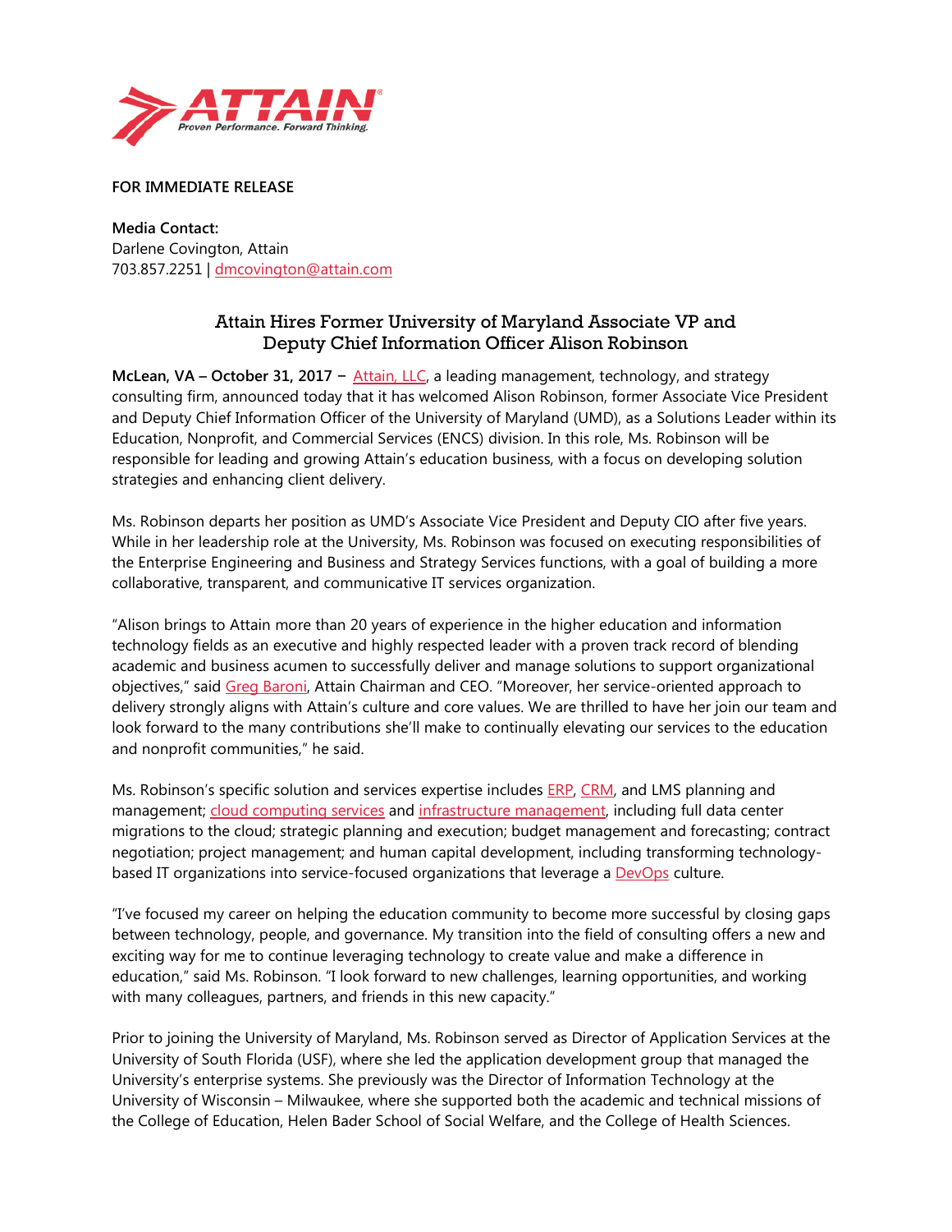**FOR IMMEDIATE RELEASE**

**Media Contact:**
Darlene Covington, Attain
703.857.2251 | dmcovington@attain.com

## Attain Hires Former University of Maryland Associate VP and Deputy Chief Information Officer Alison Robinson

**McLean, VA – October 31, 2017 –** Attain, LLC, a leading management, technology, and strategy consulting firm, announced today that it has welcomed Alison Robinson, former Associate Vice President and Deputy Chief Information Officer of the University of Maryland (UMD), as a Solutions Leader within its Education, Nonprofit, and Commercial Services (ENCS) division. In this role, Ms. Robinson will be responsible for leading and growing Attain's education business, with a focus on developing solution strategies and enhancing client delivery.

Ms. Robinson departs her position as UMD's Associate Vice President and Deputy CIO after five years. While in her leadership role at the University, Ms. Robinson was focused on executing responsibilities of the Enterprise Engineering and Business and Strategy Services functions, with a goal of building a more collaborative, transparent, and communicative IT services organization.

"Alison brings to Attain more than 20 years of experience in the higher education and information technology fields as an executive and highly respected leader with a proven track record of blending academic and business acumen to successfully deliver and manage solutions to support organizational objectives," said Greg Baroni, Attain Chairman and CEO. "Moreover, her service-oriented approach to delivery strongly aligns with Attain's culture and core values. We are thrilled to have her join our team and look forward to the many contributions she'll make to continually elevating our services to the education and nonprofit communities," he said.

Ms. Robinson's specific solution and services expertise includes ERP, CRM, and LMS planning and management; cloud computing services and infrastructure management, including full data center migrations to the cloud; strategic planning and execution; budget management and forecasting; contract negotiation; project management; and human capital development, including transforming technology-based IT organizations into service-focused organizations that leverage a DevOps culture.

"I've focused my career on helping the education community to become more successful by closing gaps between technology, people, and governance. My transition into the field of consulting offers a new and exciting way for me to continue leveraging technology to create value and make a difference in education," said Ms. Robinson. "I look forward to new challenges, learning opportunities, and working with many colleagues, partners, and friends in this new capacity."

Prior to joining the University of Maryland, Ms. Robinson served as Director of Application Services at the University of South Florida (USF), where she led the application development group that managed the University's enterprise systems. She previously was the Director of Information Technology at the University of Wisconsin – Milwaukee, where she supported both the academic and technical missions of the College of Education, Helen Bader School of Social Welfare, and the College of Health Sciences.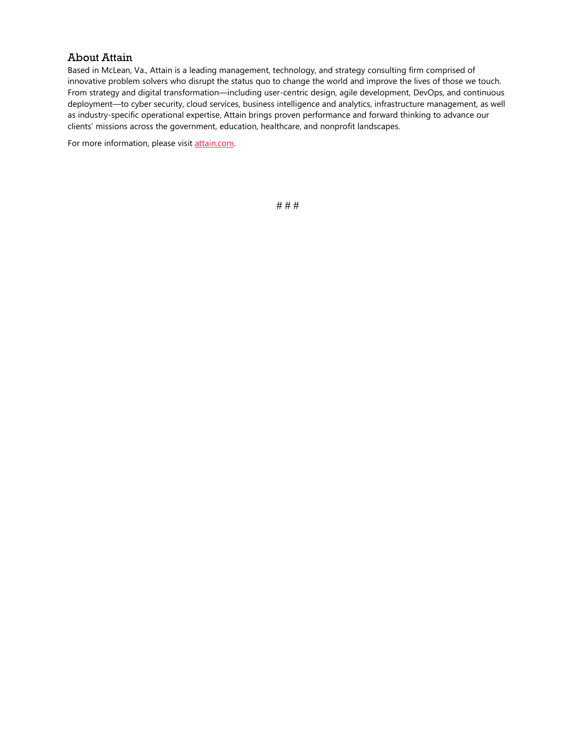## About Attain

Based in McLean, Va., Attain is a leading management, technology, and strategy consulting firm comprised of innovative problem solvers who disrupt the status quo to change the world and improve the lives of those we touch. From strategy and digital transformation—including user-centric design, agile development, DevOps, and continuous deployment—to cyber security, cloud services, business intelligence and analytics, infrastructure management, as well as industry-specific operational expertise, Attain brings proven performance and forward thinking to advance our clients' missions across the government, education, healthcare, and nonprofit landscapes.

For more information, please visit attain.com.

# # #